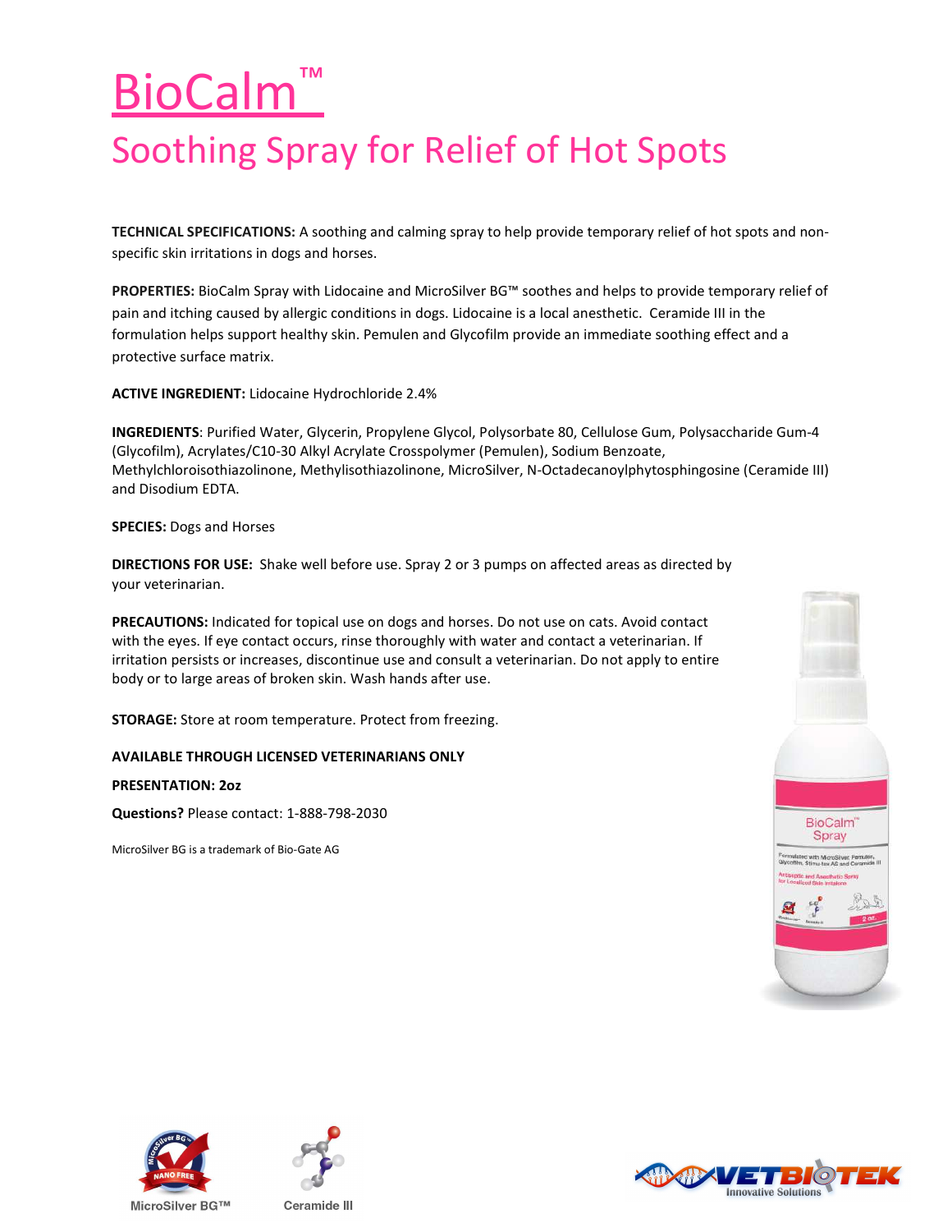# BioCalm™

## Soothing Spray for Relief of Hot Spots

**TECHNICAL SPECIFICATIONS:** A soothing and calming spray to help provide temporary relief of hot spots and non-specific skin irritations in dogs and horses.

**PROPERTIES:** BioCalm Spray with Lidocaine and MicroSilver BG™ soothes and helps to provide temporary relief of pain and itching caused by allergic conditions in dogs. Lidocaine is a local anesthetic. Ceramide III in the formulation helps support healthy skin. Pemulen and Glycofilm provide an immediate soothing effect and a protective surface matrix.

**ACTIVE INGREDIENT:** Lidocaine Hydrochloride 2.4%

**INGREDIENTS**: Purified Water, Glycerin, Propylene Glycol, Polysorbate 80, Cellulose Gum, Polysaccharide Gum-4 (Glycofilm), Acrylates/C10-30 Alkyl Acrylate Crosspolymer (Pemulen), Sodium Benzoate, Methylchloroisothiazolinone, Methylisothiazolinone, MicroSilver, N-Octadecanoylphytosphingosine (Ceramide III) and Disodium EDTA.

**SPECIES:** Dogs and Horses

**DIRECTIONS FOR USE:** Shake well before use. Spray 2 or 3 pumps on affected areas as directed by your veterinarian.

**PRECAUTIONS:** Indicated for topical use on dogs and horses. Do not use on cats. Avoid contact with the eyes. If eye contact occurs, rinse thoroughly with water and contact a veterinarian. If irritation persists or increases, discontinue use and consult a veterinarian. Do not apply to entire body or to large areas of broken skin. Wash hands after use.

**STORAGE:** Store at room temperature. Protect from freezing.

**AVAILABLE THROUGH LICENSED VETERINARIANS ONLY**

**PRESENTATION: 2oz**

**Questions?** Please contact: 1-888-798-2030

MicroSilver BG is a trademark of Bio-Gate AG

MicroSilver BG™

Ceramide III

VETBIOTEK Innovative Solutions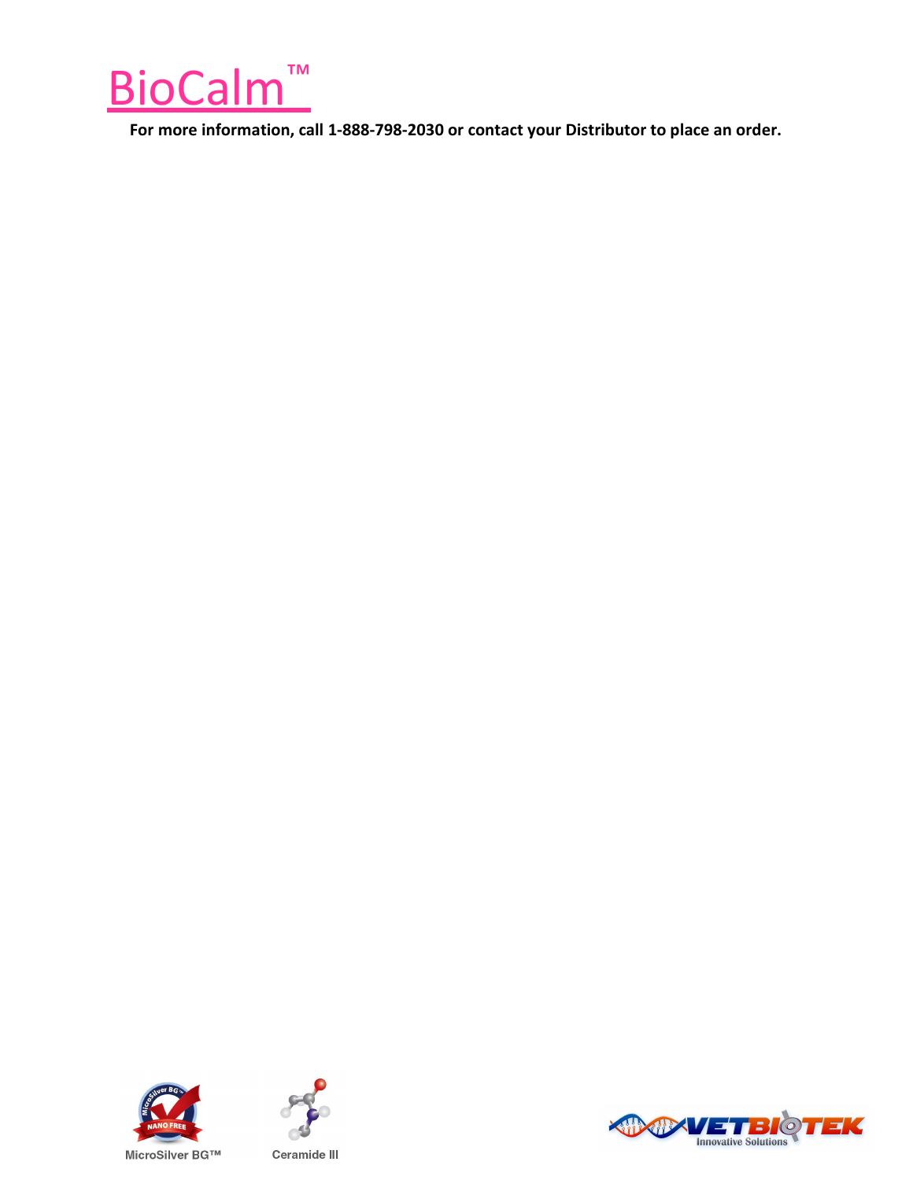# BioCalm™

**For more information, call 1-888-798-2030 or contact your Distributor to place an order.**

MicroSilver BG™

Ceramide III